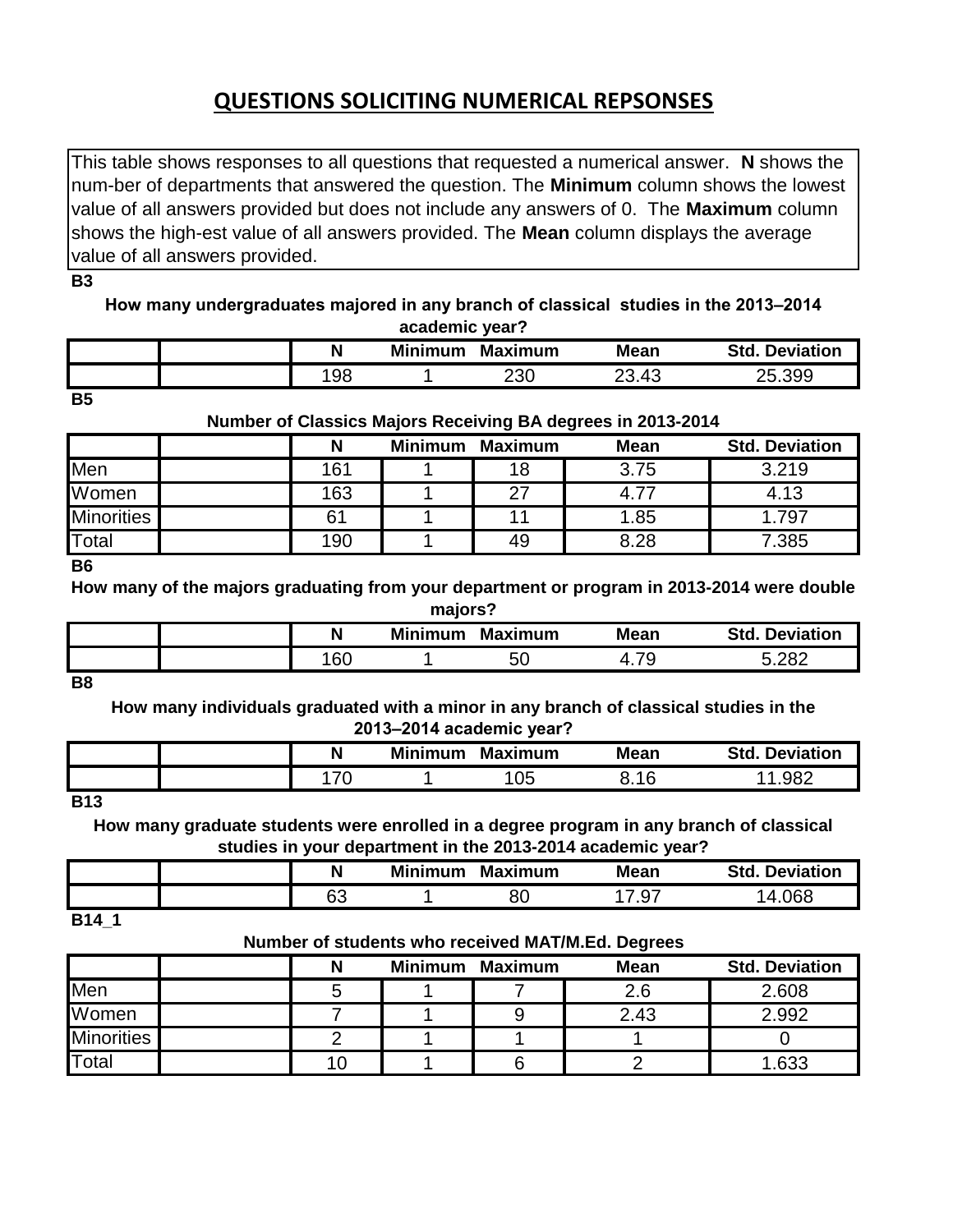# QUESTIONS SOLICITING NUMERICAL REPSONSES

This table shows responses to all questions that requested a numerical answer. **N** shows the num-ber of departments that answered the question. The **Minimum** column shows the lowest value of all answers provided but does not include any answers of 0. The **Maximum** column shows the high-est value of all answers provided. The **Mean** column displays the average value of all answers provided.

**B3**

**How many undergraduates majored in any branch of classical studies in the 2013–2014 academic year?**

| | | N | Minimum | Maximum | Mean | Std. Deviation |
|---|---|---|---|---|---|---|
| | | 198 | 1 | 230 | 23.43 | 25.399 |

**B5**

**Number of Classics Majors Receiving BA degrees in 2013-2014**

| | | N | Minimum | Maximum | Mean | Std. Deviation |
|---|---|---|---|---|---|---|
| Men | | 161 | 1 | 18 | 3.75 | 3.219 |
| Women | | 163 | 1 | 27 | 4.77 | 4.13 |
| Minorities | | 61 | 1 | 11 | 1.85 | 1.797 |
| Total | | 190 | 1 | 49 | 8.28 | 7.385 |

**B6**

**How many of the majors graduating from your department or program in 2013-2014 were double majors?**

| | | N | Minimum | Maximum | Mean | Std. Deviation |
|---|---|---|---|---|---|---|
| | | 160 | 1 | 50 | 4.79 | 5.282 |

**B8**

**How many individuals graduated with a minor in any branch of classical studies in the 2013–2014 academic year?**

| | | N | Minimum | Maximum | Mean | Std. Deviation |
|---|---|---|---|---|---|---|
| | | 170 | 1 | 105 | 8.16 | 11.982 |

**B13**

**How many graduate students were enrolled in a degree program in any branch of classical studies in your department in the 2013-2014 academic year?**

| | | N | Minimum | Maximum | Mean | Std. Deviation |
|---|---|---|---|---|---|---|
| | | 63 | 1 | 80 | 17.97 | 14.068 |

**B14_1**

**Number of students who received MAT/M.Ed. Degrees**

| | | N | Minimum | Maximum | Mean | Std. Deviation |
|---|---|---|---|---|---|---|
| Men | | 5 | 1 | 7 | 2.6 | 2.608 |
| Women | | 7 | 1 | 9 | 2.43 | 2.992 |
| Minorities | | 2 | 1 | 1 | 1 | 0 |
| Total | | 10 | 1 | 6 | 2 | 1.633 |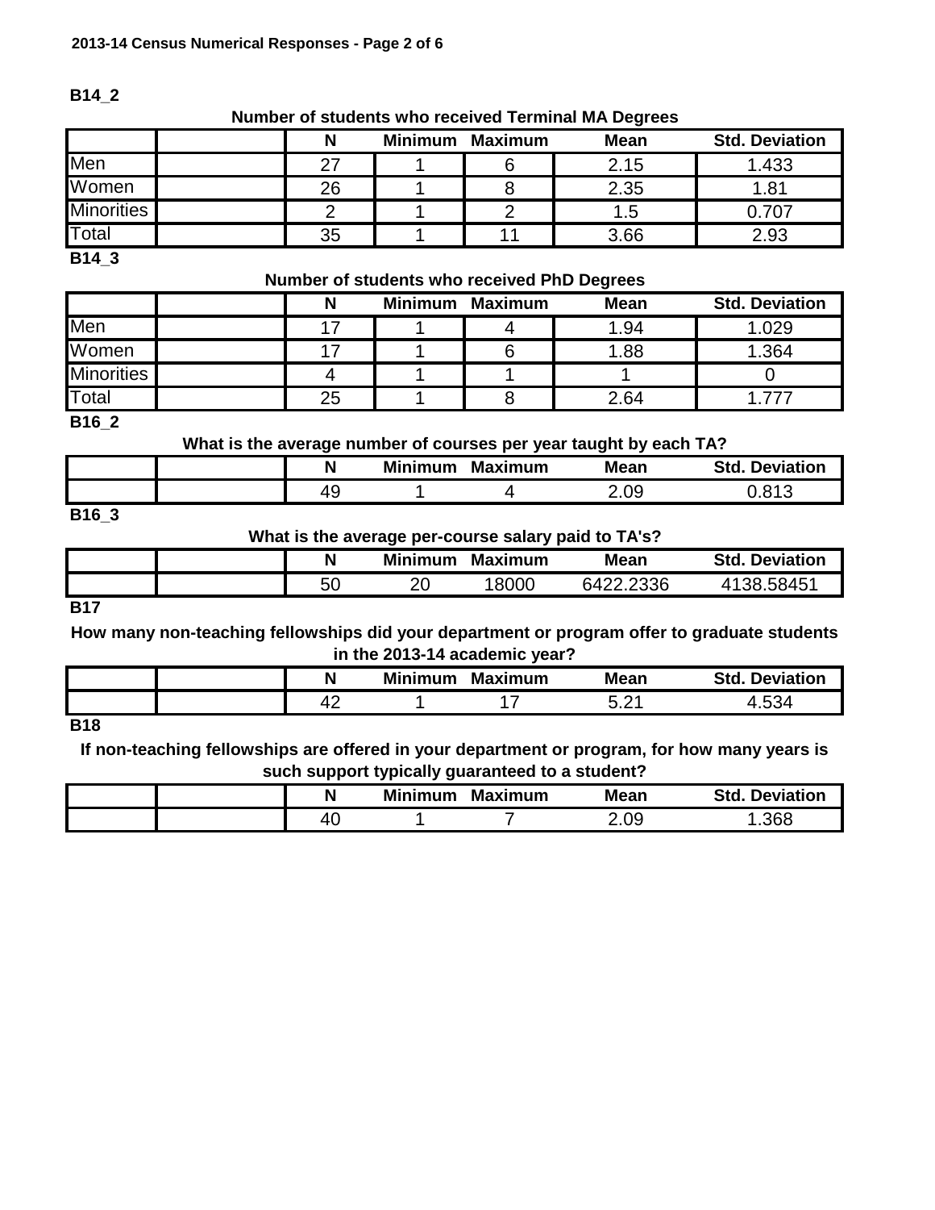**B14_2**

**Number of students who received Terminal MA Degrees**

| | | N | Minimum | Maximum | Mean | Std. Deviation |
|---|---|---|---|---|---|---|
| Men | | 27 | 1 | 6 | 2.15 | 1.433 |
| Women | | 26 | 1 | 8 | 2.35 | 1.81 |
| Minorities | | 2 | 1 | 2 | 1.5 | 0.707 |
| Total | | 35 | 1 | 11 | 3.66 | 2.93 |

**B14_3**

**Number of students who received PhD Degrees**

| | | N | Minimum | Maximum | Mean | Std. Deviation |
|---|---|---|---|---|---|---|
| Men | | 17 | 1 | 4 | 1.94 | 1.029 |
| Women | | 17 | 1 | 6 | 1.88 | 1.364 |
| Minorities | | 4 | 1 | 1 | 1 | 0 |
| Total | | 25 | 1 | 8 | 2.64 | 1.777 |

**B16_2**

**What is the average number of courses per year taught by each TA?**

| | | N | Minimum | Maximum | Mean | Std. Deviation |
|---|---|---|---|---|---|---|
| | | 49 | 1 | 4 | 2.09 | 0.813 |

**B16_3**

**What is the average per-course salary paid to TA's?**

| | | N | Minimum | Maximum | Mean | Std. Deviation |
|---|---|---|---|---|---|---|
| | | 50 | 20 | 18000 | 6422.2336 | 4138.58451 |

**B17**

**How many non-teaching fellowships did your department or program offer to graduate students in the 2013-14 academic year?**

| | | N | Minimum | Maximum | Mean | Std. Deviation |
|---|---|---|---|---|---|---|
| | | 42 | 1 | 17 | 5.21 | 4.534 |

**B18**

**If non-teaching fellowships are offered in your department or program, for how many years is such support typically guaranteed to a student?**

| | | N | Minimum | Maximum | Mean | Std. Deviation |
|---|---|---|---|---|---|---|
| | | 40 | 1 | 7 | 2.09 | 1.368 |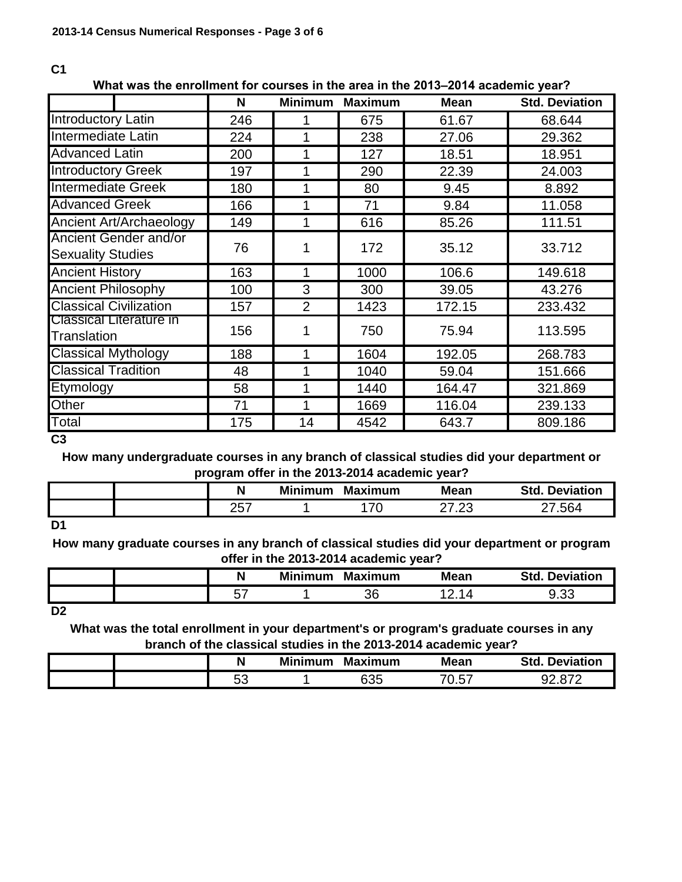**C1**

**What was the enrollment for courses in the area in the 2013–2014 academic year?**

| | N | Minimum | Maximum | Mean | Std. Deviation |
|---|---|---|---|---|---|
| Introductory Latin | 246 | 1 | 675 | 61.67 | 68.644 |
| Intermediate Latin | 224 | 1 | 238 | 27.06 | 29.362 |
| Advanced Latin | 200 | 1 | 127 | 18.51 | 18.951 |
| Introductory Greek | 197 | 1 | 290 | 22.39 | 24.003 |
| Intermediate Greek | 180 | 1 | 80 | 9.45 | 8.892 |
| Advanced Greek | 166 | 1 | 71 | 9.84 | 11.058 |
| Ancient Art/Archaeology | 149 | 1 | 616 | 85.26 | 111.51 |
| Ancient Gender and/or Sexuality Studies | 76 | 1 | 172 | 35.12 | 33.712 |
| Ancient History | 163 | 1 | 1000 | 106.6 | 149.618 |
| Ancient Philosophy | 100 | 3 | 300 | 39.05 | 43.276 |
| Classical Civilization | 157 | 2 | 1423 | 172.15 | 233.432 |
| Classical Literature in Translation | 156 | 1 | 750 | 75.94 | 113.595 |
| Classical Mythology | 188 | 1 | 1604 | 192.05 | 268.783 |
| Classical Tradition | 48 | 1 | 1040 | 59.04 | 151.666 |
| Etymology | 58 | 1 | 1440 | 164.47 | 321.869 |
| Other | 71 | 1 | 1669 | 116.04 | 239.133 |
| Total | 175 | 14 | 4542 | 643.7 | 809.186 |

**C3**

**How many undergraduate courses in any branch of classical studies did your department or program offer in the 2013-2014 academic year?**

| | | N | Minimum | Maximum | Mean | Std. Deviation |
|---|---|---|---|---|---|---|
| | | 257 | 1 | 170 | 27.23 | 27.564 |

**D1**

**How many graduate courses in any branch of classical studies did your department or program offer in the 2013-2014 academic year?**

| | | N | Minimum | Maximum | Mean | Std. Deviation |
|---|---|---|---|---|---|---|
| | | 57 | 1 | 36 | 12.14 | 9.33 |

**D2**

**What was the total enrollment in your department's or program's graduate courses in any branch of the classical studies in the 2013-2014 academic year?**

| | | N | Minimum | Maximum | Mean | Std. Deviation |
|---|---|---|---|---|---|---|
| | | 53 | 1 | 635 | 70.57 | 92.872 |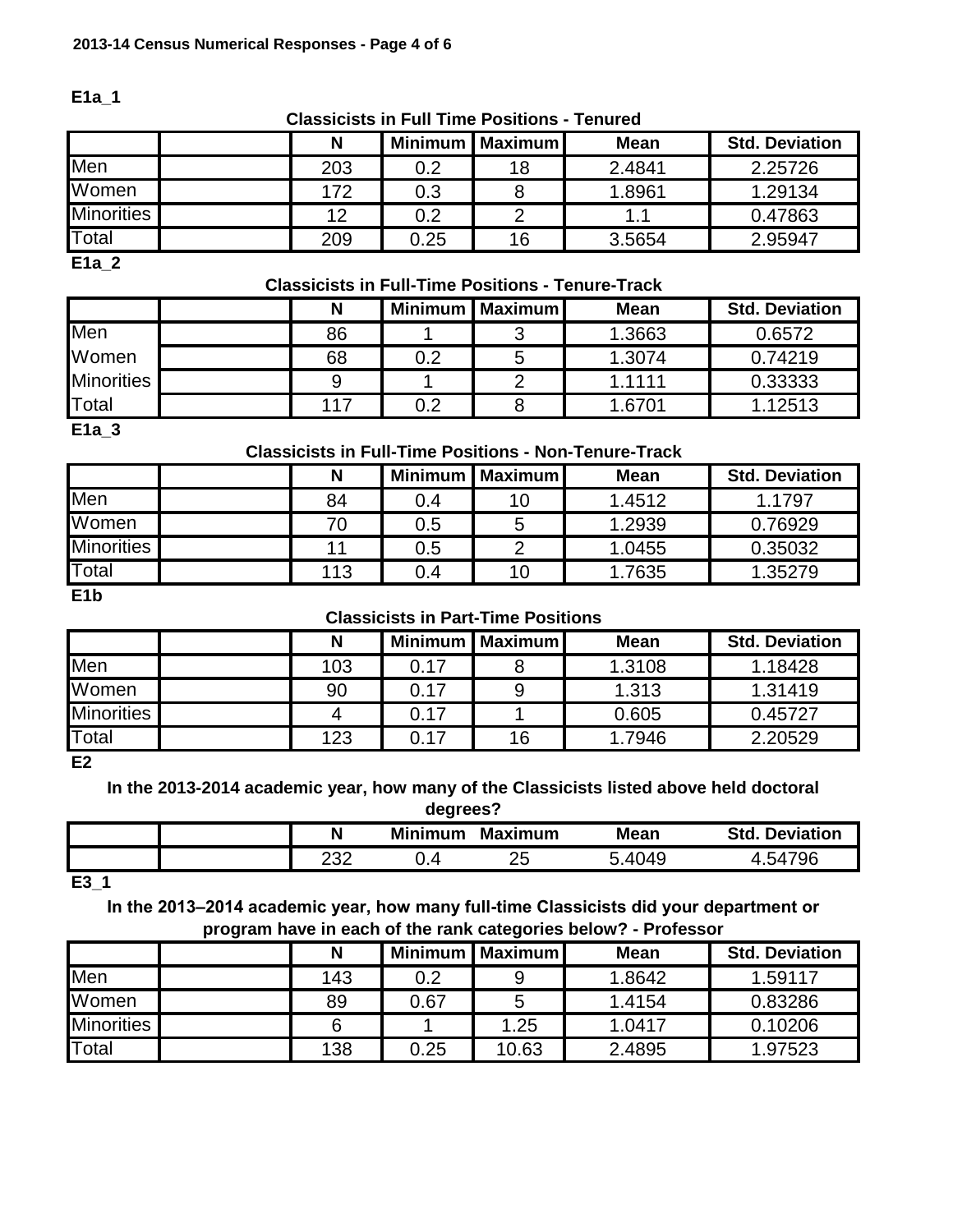### E1a_1

**Classicists in Full Time Positions - Tenured**

| | | N | Minimum | Maximum | Mean | Std. Deviation |
|---|---|---|---|---|---|---|
| Men | | 203 | 0.2 | 18 | 2.4841 | 2.25726 |
| Women | | 172 | 0.3 | 8 | 1.8961 | 1.29134 |
| Minorities | | 12 | 0.2 | 2 | 1.1 | 0.47863 |
| Total | | 209 | 0.25 | 16 | 3.5654 | 2.95947 |

### E1a_2

**Classicists in Full-Time Positions - Tenure-Track**

| | | N | Minimum | Maximum | Mean | Std. Deviation |
|---|---|---|---|---|---|---|
| Men | | 86 | 1 | 3 | 1.3663 | 0.6572 |
| Women | | 68 | 0.2 | 5 | 1.3074 | 0.74219 |
| Minorities | | 9 | 1 | 2 | 1.1111 | 0.33333 |
| Total | | 117 | 0.2 | 8 | 1.6701 | 1.12513 |

### E1a_3

**Classicists in Full-Time Positions - Non-Tenure-Track**

| | | N | Minimum | Maximum | Mean | Std. Deviation |
|---|---|---|---|---|---|---|
| Men | | 84 | 0.4 | 10 | 1.4512 | 1.1797 |
| Women | | 70 | 0.5 | 5 | 1.2939 | 0.76929 |
| Minorities | | 11 | 0.5 | 2 | 1.0455 | 0.35032 |
| Total | | 113 | 0.4 | 10 | 1.7635 | 1.35279 |

### E1b

**Classicists in Part-Time Positions**

| | | N | Minimum | Maximum | Mean | Std. Deviation |
|---|---|---|---|---|---|---|
| Men | | 103 | 0.17 | 8 | 1.3108 | 1.18428 |
| Women | | 90 | 0.17 | 9 | 1.313 | 1.31419 |
| Minorities | | 4 | 0.17 | 1 | 0.605 | 0.45727 |
| Total | | 123 | 0.17 | 16 | 1.7946 | 2.20529 |

### E2

**In the 2013-2014 academic year, how many of the Classicists listed above held doctoral degrees?**

| | | N | Minimum | Maximum | Mean | Std. Deviation |
|---|---|---|---|---|---|---|
| | | 232 | 0.4 | 25 | 5.4049 | 4.54796 |

### E3_1

**In the 2013–2014 academic year, how many full-time Classicists did your department or program have in each of the rank categories below? - Professor**

| | | N | Minimum | Maximum | Mean | Std. Deviation |
|---|---|---|---|---|---|---|
| Men | | 143 | 0.2 | 9 | 1.8642 | 1.59117 |
| Women | | 89 | 0.67 | 5 | 1.4154 | 0.83286 |
| Minorities | | 6 | 1 | 1.25 | 1.0417 | 0.10206 |
| Total | | 138 | 0.25 | 10.63 | 2.4895 | 1.97523 |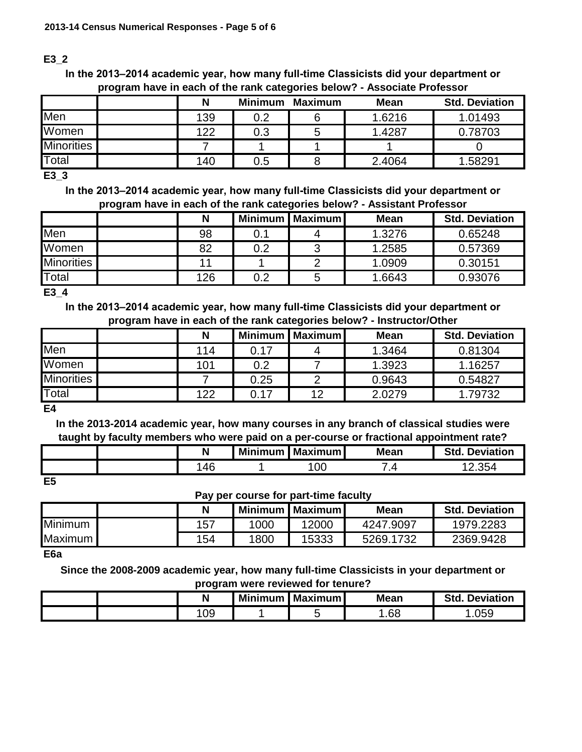**E3_2**

**In the 2013–2014 academic year, how many full-time Classicists did your department or program have in each of the rank categories below? - Associate Professor**

| | | N | Minimum | Maximum | Mean | Std. Deviation |
|---|---|---|---|---|---|---|
| Men | | 139 | 0.2 | 6 | 1.6216 | 1.01493 |
| Women | | 122 | 0.3 | 5 | 1.4287 | 0.78703 |
| Minorities | | 7 | 1 | 1 | 1 | 0 |
| Total | | 140 | 0.5 | 8 | 2.4064 | 1.58291 |

**E3_3**

**In the 2013–2014 academic year, how many full-time Classicists did your department or program have in each of the rank categories below? - Assistant Professor**

| | | N | Minimum | Maximum | Mean | Std. Deviation |
|---|---|---|---|---|---|---|
| Men | | 98 | 0.1 | 4 | 1.3276 | 0.65248 |
| Women | | 82 | 0.2 | 3 | 1.2585 | 0.57369 |
| Minorities | | 11 | 1 | 2 | 1.0909 | 0.30151 |
| Total | | 126 | 0.2 | 5 | 1.6643 | 0.93076 |

**E3_4**

**In the 2013–2014 academic year, how many full-time Classicists did your department or program have in each of the rank categories below? - Instructor/Other**

| | | N | Minimum | Maximum | Mean | Std. Deviation |
|---|---|---|---|---|---|---|
| Men | | 114 | 0.17 | 4 | 1.3464 | 0.81304 |
| Women | | 101 | 0.2 | 7 | 1.3923 | 1.16257 |
| Minorities | | 7 | 0.25 | 2 | 0.9643 | 0.54827 |
| Total | | 122 | 0.17 | 12 | 2.0279 | 1.79732 |

**E4**

**In the 2013-2014 academic year, how many courses in any branch of classical studies were taught by faculty members who were paid on a per-course or fractional appointment rate?**

| | | N | Minimum | Maximum | Mean | Std. Deviation |
|---|---|---|---|---|---|---|
| | | 146 | 1 | 100 | 7.4 | 12.354 |

**E5**

**Pay per course for part-time faculty**

| | | N | Minimum | Maximum | Mean | Std. Deviation |
|---|---|---|---|---|---|---|
| Minimum | | 157 | 1000 | 12000 | 4247.9097 | 1979.2283 |
| Maximum | | 154 | 1800 | 15333 | 5269.1732 | 2369.9428 |

**E6a**

**Since the 2008-2009 academic year, how many full-time Classicists in your department or program were reviewed for tenure?**

| | | N | Minimum | Maximum | Mean | Std. Deviation |
|---|---|---|---|---|---|---|
| | | 109 | 1 | 5 | 1.68 | 1.059 |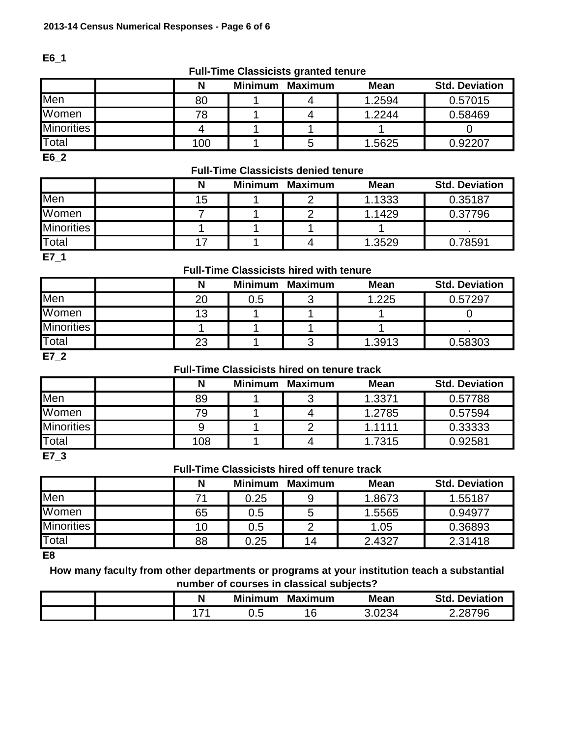**2013-14 Census Numerical Responses - Page 6 of 6**

**E6_1**

**Full-Time Classicists granted tenure**

| | | N | Minimum | Maximum | Mean | Std. Deviation |
|---|---|---|---|---|---|---|
| Men | | 80 | 1 | 4 | 1.2594 | 0.57015 |
| Women | | 78 | 1 | 4 | 1.2244 | 0.58469 |
| Minorities | | 4 | 1 | 1 | 1 | 0 |
| Total | | 100 | 1 | 5 | 1.5625 | 0.92207 |

**E6_2**

**Full-Time Classicists denied tenure**

| | | N | Minimum | Maximum | Mean | Std. Deviation |
|---|---|---|---|---|---|---|
| Men | | 15 | 1 | 2 | 1.1333 | 0.35187 |
| Women | | 7 | 1 | 2 | 1.1429 | 0.37796 |
| Minorities | | 1 | 1 | 1 | 1 | . |
| Total | | 17 | 1 | 4 | 1.3529 | 0.78591 |

**E7_1**

**Full-Time Classicists hired with tenure**

| | | N | Minimum | Maximum | Mean | Std. Deviation |
|---|---|---|---|---|---|---|
| Men | | 20 | 0.5 | 3 | 1.225 | 0.57297 |
| Women | | 13 | 1 | 1 | 1 | 0 |
| Minorities | | 1 | 1 | 1 | 1 | . |
| Total | | 23 | 1 | 3 | 1.3913 | 0.58303 |

**E7_2**

**Full-Time Classicists hired on tenure track**

| | | N | Minimum | Maximum | Mean | Std. Deviation |
|---|---|---|---|---|---|---|
| Men | | 89 | 1 | 3 | 1.3371 | 0.57788 |
| Women | | 79 | 1 | 4 | 1.2785 | 0.57594 |
| Minorities | | 9 | 1 | 2 | 1.1111 | 0.33333 |
| Total | | 108 | 1 | 4 | 1.7315 | 0.92581 |

**E7_3**

**Full-Time Classicists hired off tenure track**

| | | N | Minimum | Maximum | Mean | Std. Deviation |
|---|---|---|---|---|---|---|
| Men | | 71 | 0.25 | 9 | 1.8673 | 1.55187 |
| Women | | 65 | 0.5 | 5 | 1.5565 | 0.94977 |
| Minorities | | 10 | 0.5 | 2 | 1.05 | 0.36893 |
| Total | | 88 | 0.25 | 14 | 2.4327 | 2.31418 |

**E8**

**How many faculty from other departments or programs at your institution teach a substantial number of courses in classical subjects?**

| | | N | Minimum | Maximum | Mean | Std. Deviation |
|---|---|---|---|---|---|---|
| | | 171 | 0.5 | 16 | 3.0234 | 2.28796 |